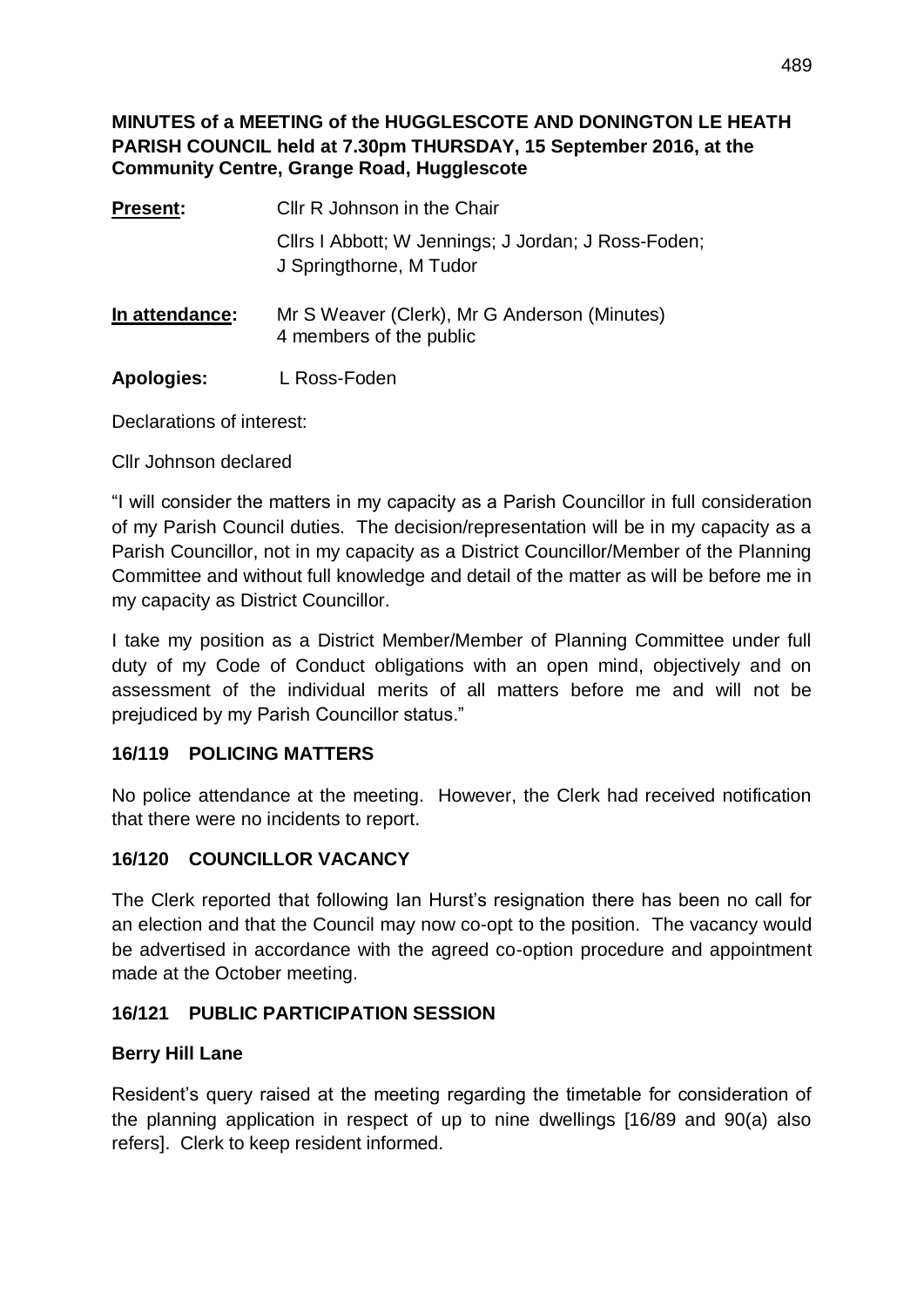**MINUTES of a MEETING of the HUGGLESCOTE AND DONINGTON LE HEATH PARISH COUNCIL held at 7.30pm THURSDAY, 15 September 2016, at the Community Centre, Grange Road, Hugglescote**

**Present:** Cllr R Johnson in the Chair

Cllrs I Abbott; W Jennings; J Jordan; J Ross-Foden; J Springthorne, M Tudor

**In attendance:** Mr S Weaver (Clerk), Mr G Anderson (Minutes)
4 members of the public

**Apologies:** L Ross-Foden

Declarations of interest:

Cllr Johnson declared

"I will consider the matters in my capacity as a Parish Councillor in full consideration of my Parish Council duties. The decision/representation will be in my capacity as a Parish Councillor, not in my capacity as a District Councillor/Member of the Planning Committee and without full knowledge and detail of the matter as will be before me in my capacity as District Councillor.

I take my position as a District Member/Member of Planning Committee under full duty of my Code of Conduct obligations with an open mind, objectively and on assessment of the individual merits of all matters before me and will not be prejudiced by my Parish Councillor status."

## 16/119 POLICING MATTERS

No police attendance at the meeting. However, the Clerk had received notification that there were no incidents to report.

## 16/120 COUNCILLOR VACANCY

The Clerk reported that following Ian Hurst's resignation there has been no call for an election and that the Council may now co-opt to the position. The vacancy would be advertised in accordance with the agreed co-option procedure and appointment made at the October meeting.

## 16/121 PUBLIC PARTICIPATION SESSION

### Berry Hill Lane

Resident's query raised at the meeting regarding the timetable for consideration of the planning application in respect of up to nine dwellings [16/89 and 90(a) also refers]. Clerk to keep resident informed.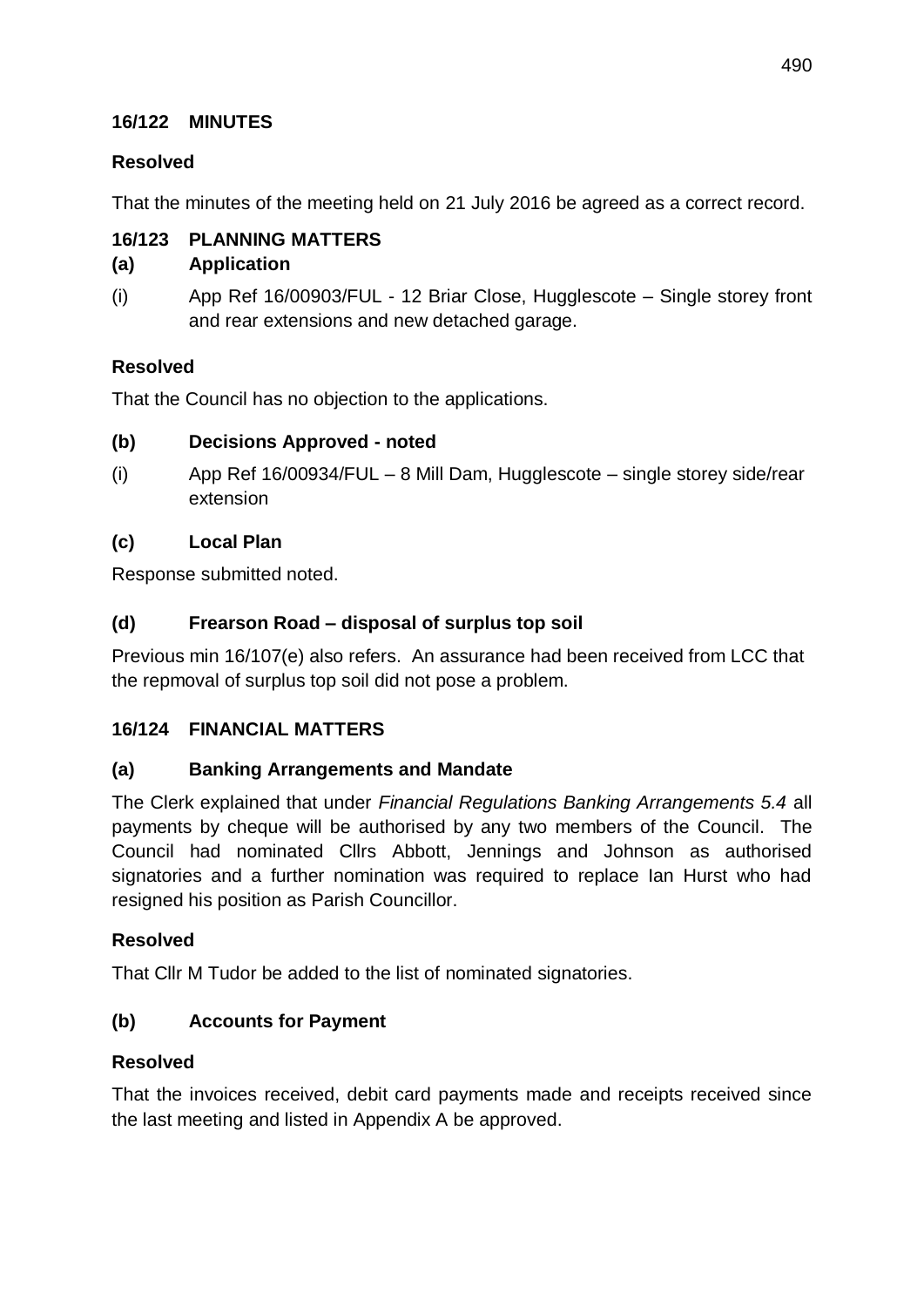## 16/122 MINUTES

**Resolved**

That the minutes of the meeting held on 21 July 2016 be agreed as a correct record.

## 16/123 PLANNING MATTERS

### (a) Application

(i) App Ref 16/00903/FUL - 12 Briar Close, Hugglescote – Single storey front and rear extensions and new detached garage.

**Resolved**

That the Council has no objection to the applications.

### (b) Decisions Approved - noted

(i) App Ref 16/00934/FUL – 8 Mill Dam, Hugglescote – single storey side/rear extension

### (c) Local Plan

Response submitted noted.

### (d) Frearson Road – disposal of surplus top soil

Previous min 16/107(e) also refers. An assurance had been received from LCC that the repmoval of surplus top soil did not pose a problem.

## 16/124 FINANCIAL MATTERS

### (a) Banking Arrangements and Mandate

The Clerk explained that under *Financial Regulations Banking Arrangements 5.4* all payments by cheque will be authorised by any two members of the Council. The Council had nominated Cllrs Abbott, Jennings and Johnson as authorised signatories and a further nomination was required to replace Ian Hurst who had resigned his position as Parish Councillor.

**Resolved**

That Cllr M Tudor be added to the list of nominated signatories.

### (b) Accounts for Payment

**Resolved**

That the invoices received, debit card payments made and receipts received since the last meeting and listed in Appendix A be approved.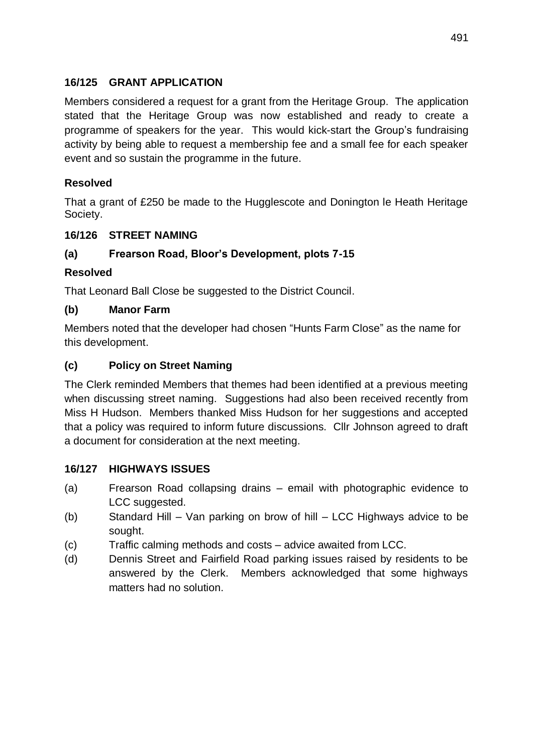## 16/125 GRANT APPLICATION

Members considered a request for a grant from the Heritage Group. The application stated that the Heritage Group was now established and ready to create a programme of speakers for the year. This would kick-start the Group's fundraising activity by being able to request a membership fee and a small fee for each speaker event and so sustain the programme in the future.

**Resolved**

That a grant of £250 be made to the Hugglescote and Donington le Heath Heritage Society.

## 16/126 STREET NAMING

### (a) Frearson Road, Bloor's Development, plots 7-15

**Resolved**

That Leonard Ball Close be suggested to the District Council.

### (b) Manor Farm

Members noted that the developer had chosen "Hunts Farm Close" as the name for this development.

### (c) Policy on Street Naming

The Clerk reminded Members that themes had been identified at a previous meeting when discussing street naming. Suggestions had also been received recently from Miss H Hudson. Members thanked Miss Hudson for her suggestions and accepted that a policy was required to inform future discussions. Cllr Johnson agreed to draft a document for consideration at the next meeting.

## 16/127 HIGHWAYS ISSUES

(a) Frearson Road collapsing drains – email with photographic evidence to LCC suggested.

(b) Standard Hill – Van parking on brow of hill – LCC Highways advice to be sought.

(c) Traffic calming methods and costs – advice awaited from LCC.

(d) Dennis Street and Fairfield Road parking issues raised by residents to be answered by the Clerk. Members acknowledged that some highways matters had no solution.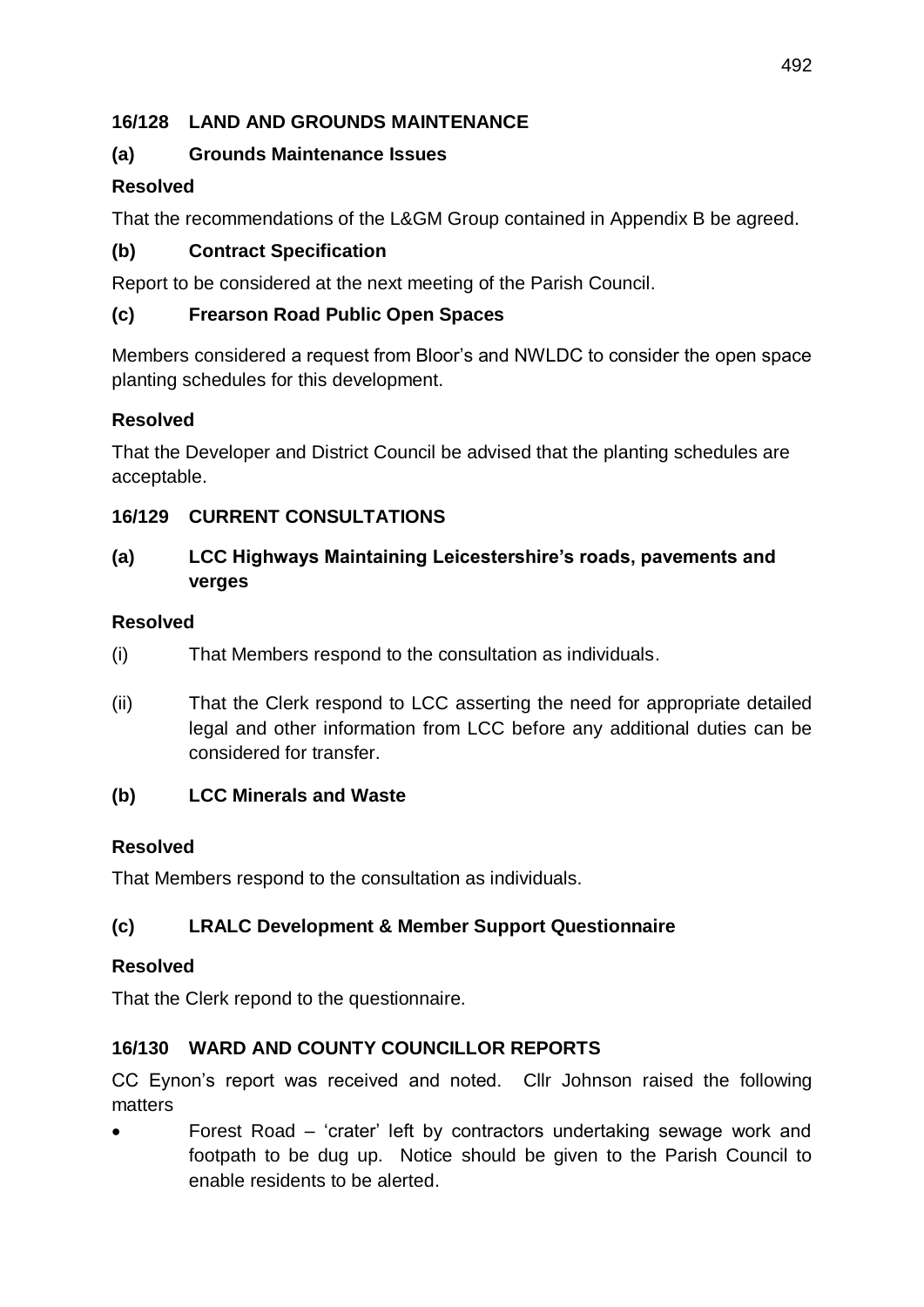## 16/128 LAND AND GROUNDS MAINTENANCE

### (a) Grounds Maintenance Issues

**Resolved**

That the recommendations of the L&GM Group contained in Appendix B be agreed.

### (b) Contract Specification

Report to be considered at the next meeting of the Parish Council.

### (c) Frearson Road Public Open Spaces

Members considered a request from Bloor's and NWLDC to consider the open space planting schedules for this development.

**Resolved**

That the Developer and District Council be advised that the planting schedules are acceptable.

## 16/129 CURRENT CONSULTATIONS

### (a) LCC Highways Maintaining Leicestershire's roads, pavements and verges

**Resolved**

(i) That Members respond to the consultation as individuals.

(ii) That the Clerk respond to LCC asserting the need for appropriate detailed legal and other information from LCC before any additional duties can be considered for transfer.

### (b) LCC Minerals and Waste

**Resolved**

That Members respond to the consultation as individuals.

### (c) LRALC Development & Member Support Questionnaire

**Resolved**

That the Clerk repond to the questionnaire.

## 16/130 WARD AND COUNTY COUNCILLOR REPORTS

CC Eynon's report was received and noted. Cllr Johnson raised the following matters

- Forest Road – 'crater' left by contractors undertaking sewage work and footpath to be dug up. Notice should be given to the Parish Council to enable residents to be alerted.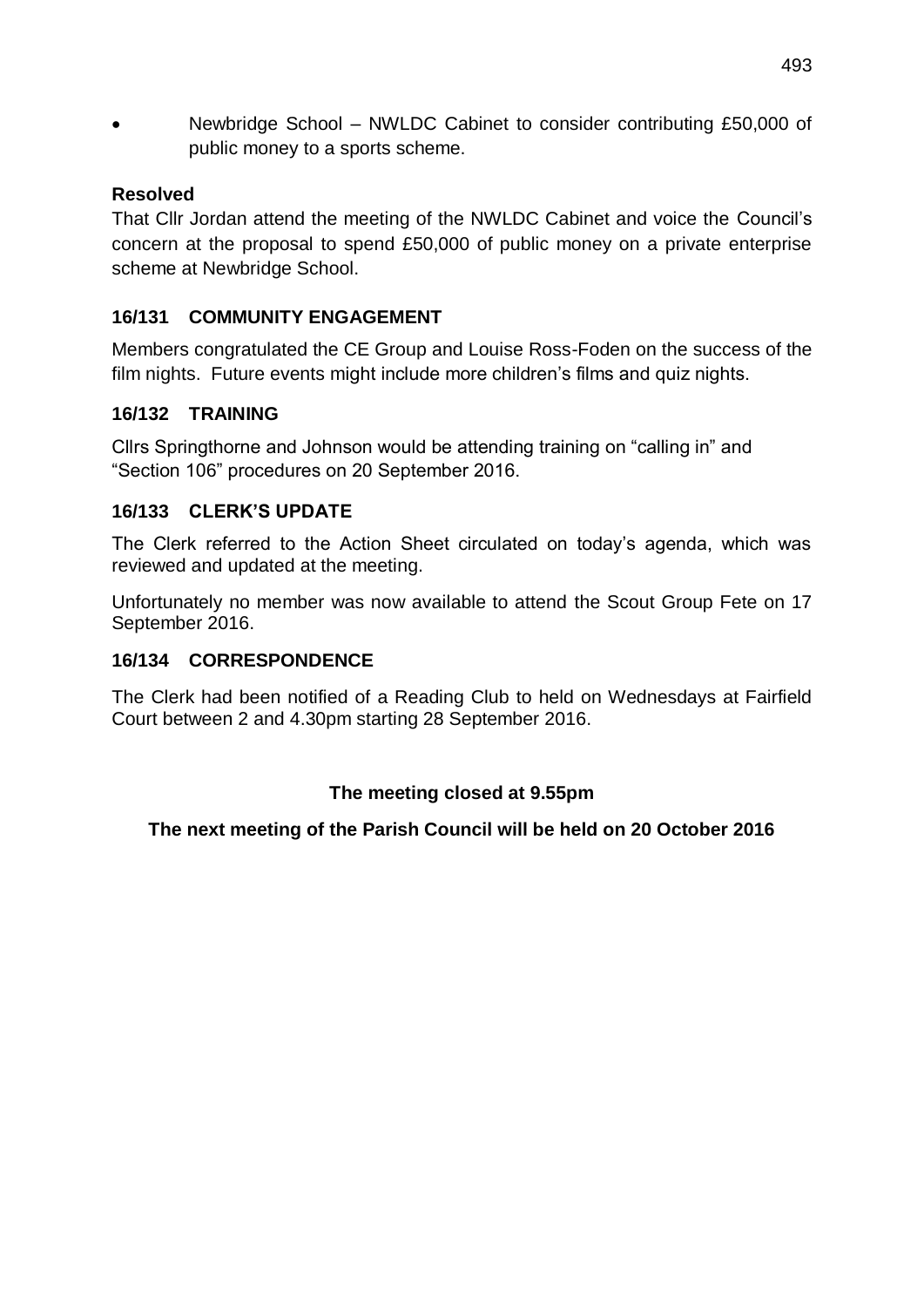- Newbridge School – NWLDC Cabinet to consider contributing £50,000 of public money to a sports scheme.

**Resolved**

That Cllr Jordan attend the meeting of the NWLDC Cabinet and voice the Council's concern at the proposal to spend £50,000 of public money on a private enterprise scheme at Newbridge School.

### 16/131 COMMUNITY ENGAGEMENT

Members congratulated the CE Group and Louise Ross-Foden on the success of the film nights. Future events might include more children's films and quiz nights.

### 16/132 TRAINING

Cllrs Springthorne and Johnson would be attending training on "calling in" and "Section 106" procedures on 20 September 2016.

### 16/133 CLERK'S UPDATE

The Clerk referred to the Action Sheet circulated on today's agenda, which was reviewed and updated at the meeting.

Unfortunately no member was now available to attend the Scout Group Fete on 17 September 2016.

### 16/134 CORRESPONDENCE

The Clerk had been notified of a Reading Club to held on Wednesdays at Fairfield Court between 2 and 4.30pm starting 28 September 2016.

**The meeting closed at 9.55pm**

**The next meeting of the Parish Council will be held on 20 October 2016**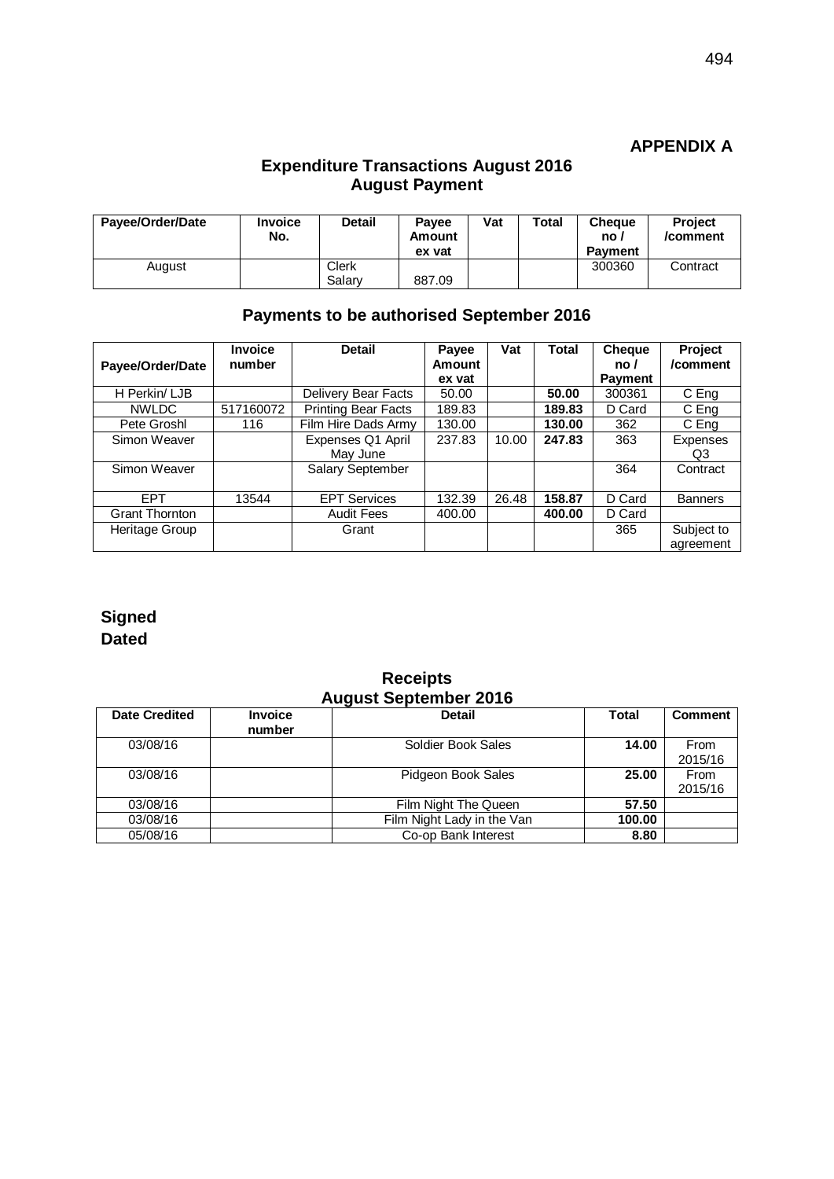**APPENDIX A**

## Expenditure Transactions August 2016
## August Payment

| Payee/Order/Date | Invoice No. | Detail | Payee Amount ex vat | Vat | Total | Cheque no / Payment | Project /comment |
|---|---|---|---|---|---|---|---|
| August | | Clerk Salary | 887.09 | | | 300360 | Contract |

## Payments to be authorised September 2016

| Payee/Order/Date | Invoice number | Detail | Payee Amount ex vat | Vat | Total | Cheque no / Payment | Project /comment |
|---|---|---|---|---|---|---|---|
| H Perkin/ LJB | | Delivery Bear Facts | 50.00 | | **50.00** | 300361 | C Eng |
| NWLDC | 517160072 | Printing Bear Facts | 189.83 | | **189.83** | D Card | C Eng |
| Pete Groshl | 116 | Film Hire Dads Army | 130.00 | | **130.00** | 362 | C Eng |
| Simon Weaver | | Expenses Q1 April May June | 237.83 | 10.00 | **247.83** | 363 | Expenses Q3 |
| Simon Weaver | | Salary September | | | | 364 | Contract |
| EPT | 13544 | EPT Services | 132.39 | 26.48 | **158.87** | D Card | Banners |
| Grant Thornton | | Audit Fees | 400.00 | | **400.00** | D Card | |
| Heritage Group | | Grant | | | | 365 | Subject to agreement |

**Signed**

**Dated**

## Receipts
## August September 2016

| Date Credited | Invoice number | Detail | Total | Comment |
|---|---|---|---|---|
| 03/08/16 | | Soldier Book Sales | **14.00** | From 2015/16 |
| 03/08/16 | | Pidgeon Book Sales | **25.00** | From 2015/16 |
| 03/08/16 | | Film Night The Queen | **57.50** | |
| 03/08/16 | | Film Night Lady in the Van | **100.00** | |
| 05/08/16 | | Co-op Bank Interest | **8.80** | |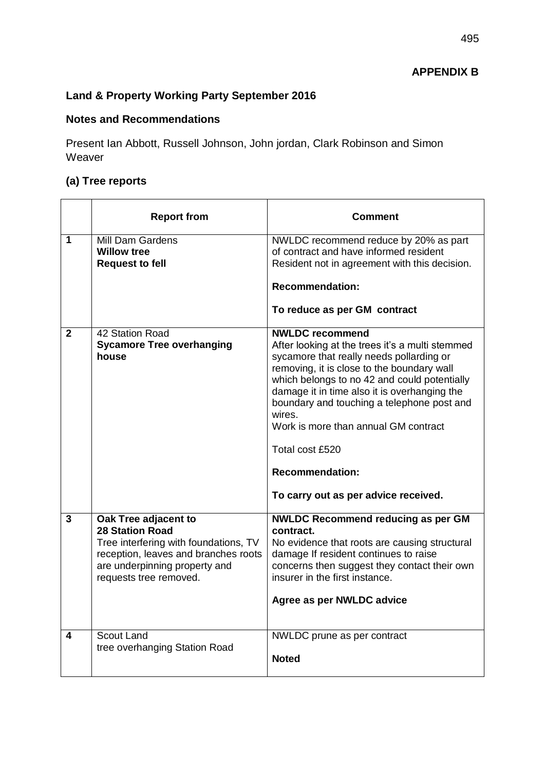**APPENDIX B**

**Land & Property Working Party September 2016**

**Notes and Recommendations**

Present Ian Abbott, Russell Johnson, John jordan, Clark Robinson and Simon Weaver

**(a) Tree reports**

| | **Report from** | **Comment** |
|---|---|---|
| **1** | Mill Dam Gardens<br>**Willow tree**<br>**Request to fell** | NWLDC recommend reduce by 20% as part of contract and have informed resident Resident not in agreement with this decision.<br><br>**Recommendation:**<br><br>**To reduce as per GM contract** |
| **2** | 42 Station Road<br>**Sycamore Tree overhanging house** | **NWLDC recommend**<br>After looking at the trees it's a multi stemmed sycamore that really needs pollarding or removing, it is close to the boundary wall which belongs to no 42 and could potentially damage it in time also it is overhanging the boundary and touching a telephone post and wires.<br>Work is more than annual GM contract<br><br>Total cost £520<br><br>**Recommendation:**<br><br>**To carry out as per advice received.** |
| **3** | **Oak Tree adjacent to**<br>**28 Station Road**<br>Tree interfering with foundations, TV reception, leaves and branches roots are underpinning property and requests tree removed. | **NWLDC Recommend reducing as per GM contract.**<br>No evidence that roots are causing structural damage If resident continues to raise concerns then suggest they contact their own insurer in the first instance.<br><br>**Agree as per NWLDC advice** |
| **4** | Scout Land<br>tree overhanging Station Road | NWLDC prune as per contract<br><br>**Noted** |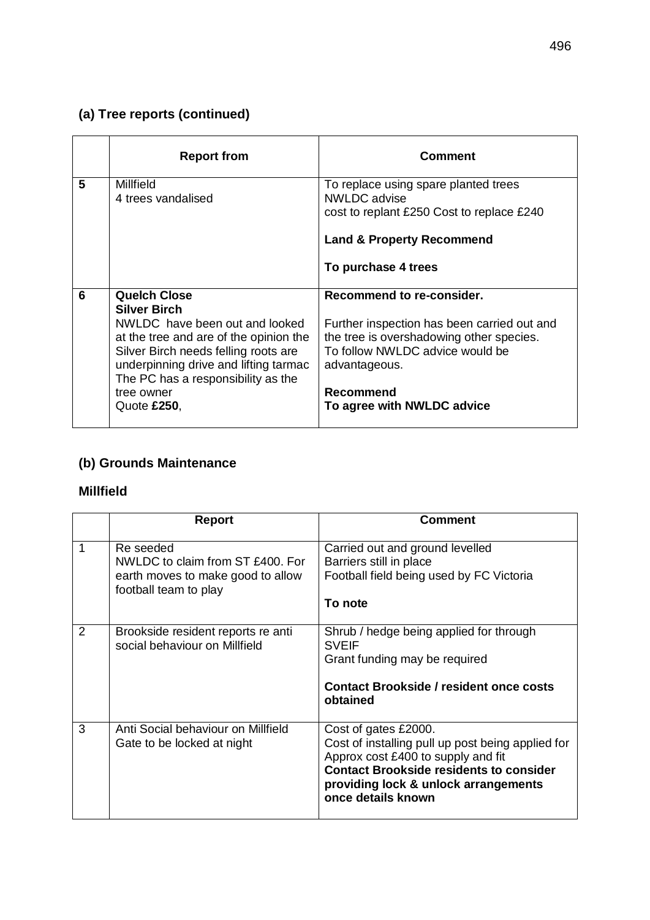### (a) Tree reports (continued)

| | Report from | Comment |
|---|---|---|
| **5** | Millfield<br>4 trees vandalised | To replace using spare planted trees<br>NWLDC advise<br>cost to replant £250 Cost to replace £240<br><br>**Land & Property Recommend**<br><br>**To purchase 4 trees** |
| **6** | **Quelch Close**<br>**Silver Birch**<br>NWLDC have been out and looked at the tree and are of the opinion the Silver Birch needs felling roots are underpinning drive and lifting tarmac The PC has a responsibility as the tree owner<br>Quote **£250**, | **Recommend to re-consider.**<br><br>Further inspection has been carried out and the tree is overshadowing other species.<br>To follow NWLDC advice would be advantageous.<br><br>**Recommend**<br>**To agree with NWLDC advice** |

### (b) Grounds Maintenance

#### Millfield

| | Report | Comment |
|---|---|---|
| 1 | Re seeded<br>NWLDC to claim from ST £400. For earth moves to make good to allow football team to play | Carried out and ground levelled<br>Barriers still in place<br>Football field being used by FC Victoria<br><br>**To note** |
| 2 | Brookside resident reports re anti social behaviour on Millfield | Shrub / hedge being applied for through SVEIF<br>Grant funding may be required<br><br>**Contact Brookside / resident once costs obtained** |
| 3 | Anti Social behaviour on Millfield<br>Gate to be locked at night | Cost of gates £2000.<br>Cost of installing pull up post being applied for<br>Approx cost £400 to supply and fit<br>**Contact Brookside residents to consider providing lock & unlock arrangements once details known** |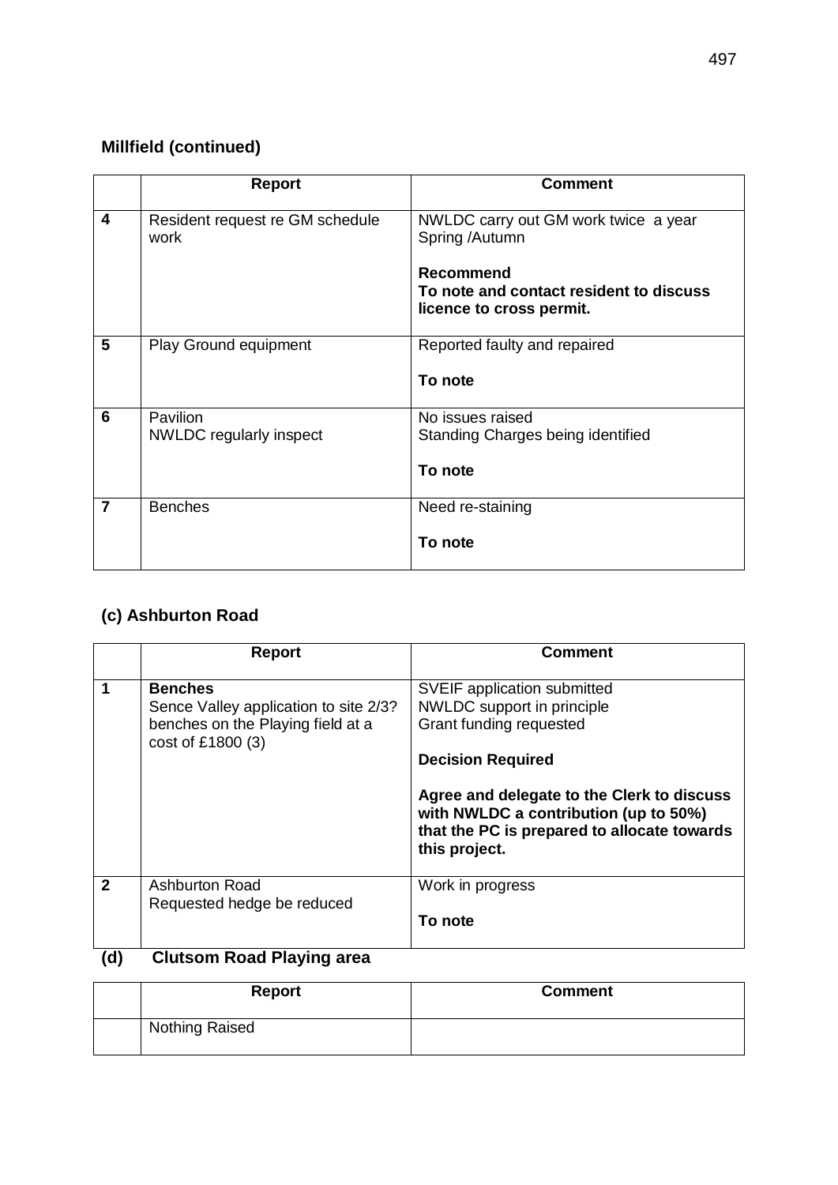### Millfield (continued)

| | Report | Comment |
|---|---|---|
| 4 | Resident request re GM schedule work | NWLDC carry out GM work twice a year Spring /Autumn<br><br>**Recommend**<br>**To note and contact resident to discuss licence to cross permit.** |
| 5 | Play Ground equipment | Reported faulty and repaired<br><br>**To note** |
| 6 | Pavilion<br>NWLDC regularly inspect | No issues raised<br>Standing Charges being identified<br><br>**To note** |
| 7 | Benches | Need re-staining<br><br>**To note** |

### (c) Ashburton Road

| | Report | Comment |
|---|---|---|
| 1 | **Benches**<br>Sence Valley application to site 2/3? benches on the Playing field at a cost of £1800 (3) | SVEIF application submitted<br>NWLDC support in principle<br>Grant funding requested<br><br>**Decision Required**<br><br>**Agree and delegate to the Clerk to discuss with NWLDC a contribution (up to 50%) that the PC is prepared to allocate towards this project.** |
| 2 | Ashburton Road<br>Requested hedge be reduced | Work in progress<br><br>**To note** |

### (d) Clutsom Road Playing area

| | Report | Comment |
|---|---|---|
| | Nothing Raised | |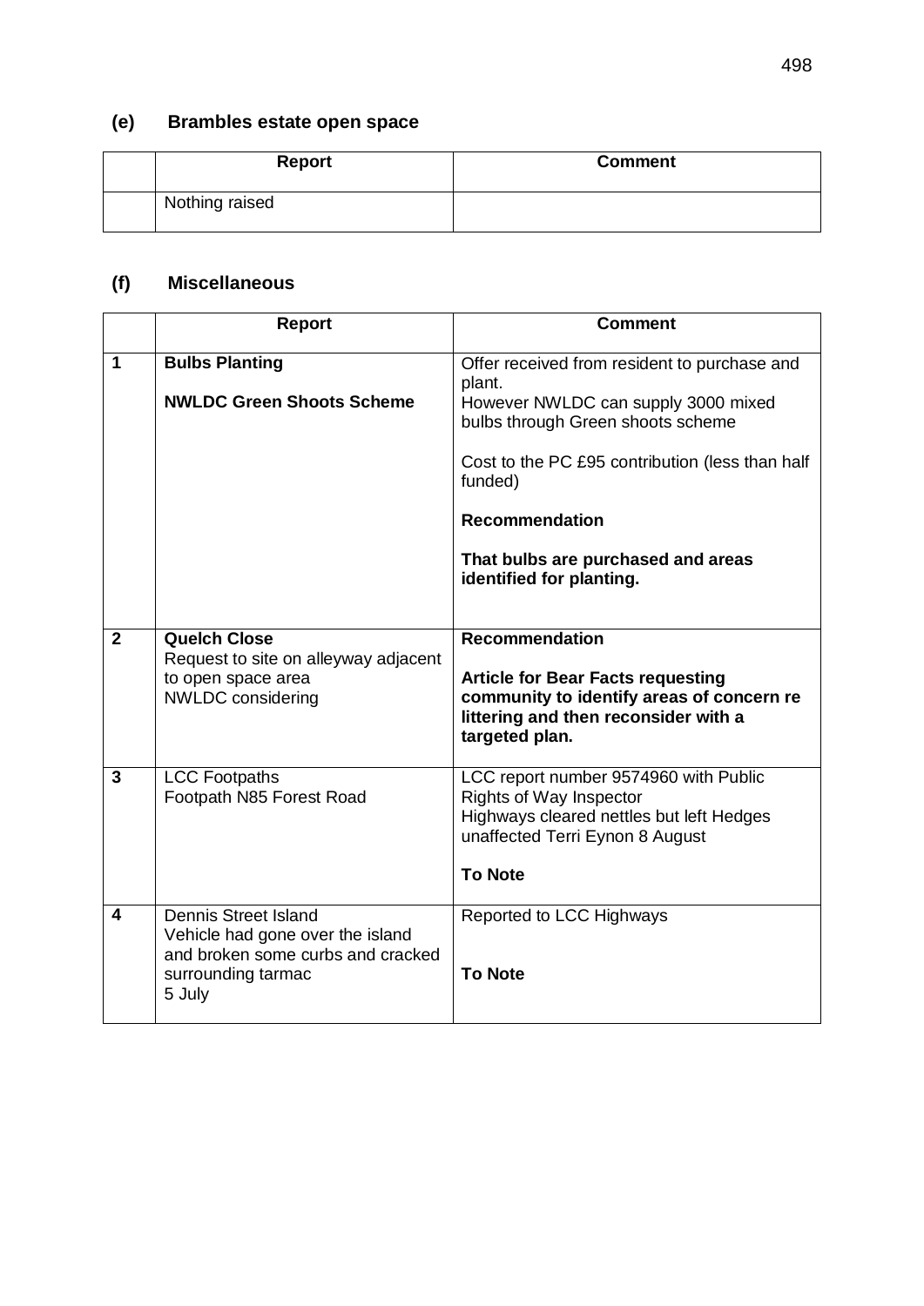### (e) Brambles estate open space

| | Report | Comment |
|---|---|---|
| | Nothing raised | |

### (f) Miscellaneous

| | Report | Comment |
|---|---|---|
| **1** | **Bulbs Planting**<br><br>**NWLDC Green Shoots Scheme** | Offer received from resident to purchase and plant.<br>However NWLDC can supply 3000 mixed bulbs through Green shoots scheme<br><br>Cost to the PC £95 contribution (less than half funded)<br><br>**Recommendation**<br><br>**That bulbs are purchased and areas identified for planting.** |
| **2** | **Quelch Close**<br>Request to site on alleyway adjacent to open space area<br>NWLDC considering | **Recommendation**<br><br>**Article for Bear Facts requesting community to identify areas of concern re littering and then reconsider with a targeted plan.** |
| **3** | LCC Footpaths<br>Footpath N85 Forest Road | LCC report number 9574960 with Public Rights of Way Inspector<br>Highways cleared nettles but left Hedges unaffected Terri Eynon 8 August<br><br>**To Note** |
| **4** | Dennis Street Island<br>Vehicle had gone over the island and broken some curbs and cracked surrounding tarmac<br>5 July | Reported to LCC Highways<br><br>**To Note** |